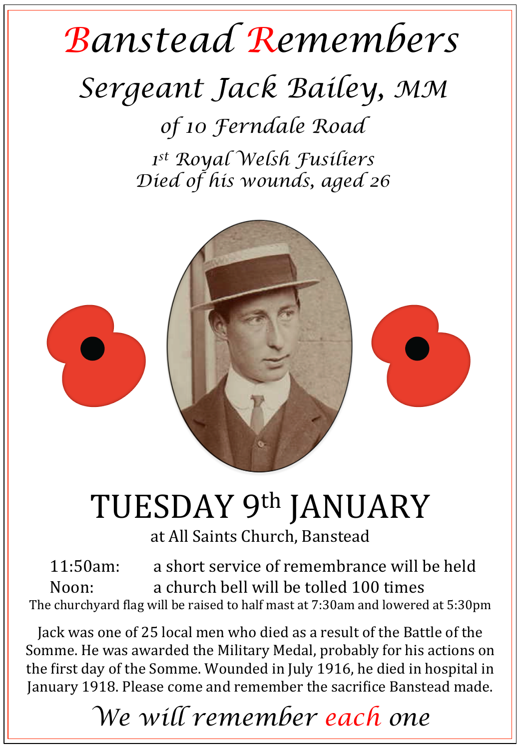# Banstead Remembers

## Sergeant Jack Bailey, MM

### of 10 Ferndale Road

*1st Royal Welsh Fusiliers*
*Died of his wounds, aged 26*

## TUESDAY 9th JANUARY

at All Saints Church, Banstead

11:50am: a short service of remembrance will be held
Noon: a church bell will be tolled 100 times

The churchyard flag will be raised to half mast at 7:30am and lowered at 5:30pm

Jack was one of 25 local men who died as a result of the Battle of the Somme. He was awarded the Military Medal, probably for his actions on the first day of the Somme. Wounded in July 1916, he died in hospital in January 1918. Please come and remember the sacrifice Banstead made.

*We will remember each one*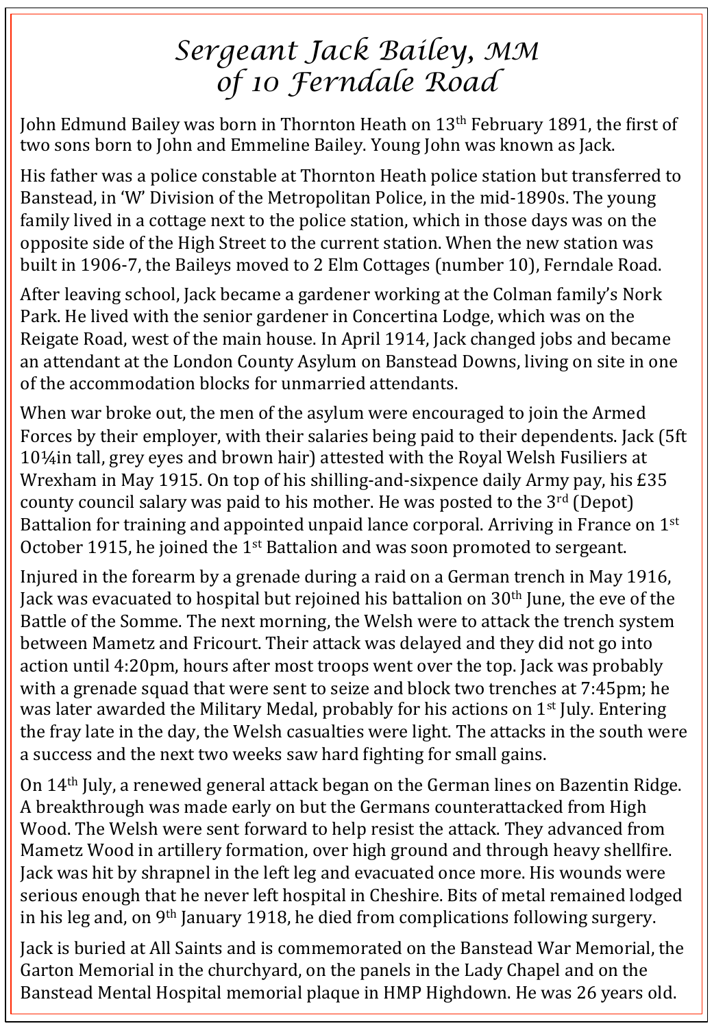# *Sergeant Jack Bailey, MM of 10 Ferndale Road*

John Edmund Bailey was born in Thornton Heath on 13th February 1891, the first of two sons born to John and Emmeline Bailey. Young John was known as Jack.

His father was a police constable at Thornton Heath police station but transferred to Banstead, in 'W' Division of the Metropolitan Police, in the mid-1890s. The young family lived in a cottage next to the police station, which in those days was on the opposite side of the High Street to the current station. When the new station was built in 1906-7, the Baileys moved to 2 Elm Cottages (number 10), Ferndale Road.

After leaving school, Jack became a gardener working at the Colman family's Nork Park. He lived with the senior gardener in Concertina Lodge, which was on the Reigate Road, west of the main house. In April 1914, Jack changed jobs and became an attendant at the London County Asylum on Banstead Downs, living on site in one of the accommodation blocks for unmarried attendants.

When war broke out, the men of the asylum were encouraged to join the Armed Forces by their employer, with their salaries being paid to their dependents. Jack (5ft 10¼in tall, grey eyes and brown hair) attested with the Royal Welsh Fusiliers at Wrexham in May 1915. On top of his shilling-and-sixpence daily Army pay, his £35 county council salary was paid to his mother. He was posted to the 3rd (Depot) Battalion for training and appointed unpaid lance corporal. Arriving in France on 1st October 1915, he joined the 1st Battalion and was soon promoted to sergeant.

Injured in the forearm by a grenade during a raid on a German trench in May 1916, Jack was evacuated to hospital but rejoined his battalion on 30th June, the eve of the Battle of the Somme. The next morning, the Welsh were to attack the trench system between Mametz and Fricourt. Their attack was delayed and they did not go into action until 4:20pm, hours after most troops went over the top. Jack was probably with a grenade squad that were sent to seize and block two trenches at 7:45pm; he was later awarded the Military Medal, probably for his actions on 1st July. Entering the fray late in the day, the Welsh casualties were light. The attacks in the south were a success and the next two weeks saw hard fighting for small gains.

On 14th July, a renewed general attack began on the German lines on Bazentin Ridge. A breakthrough was made early on but the Germans counterattacked from High Wood. The Welsh were sent forward to help resist the attack. They advanced from Mametz Wood in artillery formation, over high ground and through heavy shellfire. Jack was hit by shrapnel in the left leg and evacuated once more. His wounds were serious enough that he never left hospital in Cheshire. Bits of metal remained lodged in his leg and, on 9th January 1918, he died from complications following surgery.

Jack is buried at All Saints and is commemorated on the Banstead War Memorial, the Garton Memorial in the churchyard, on the panels in the Lady Chapel and on the Banstead Mental Hospital memorial plaque in HMP Highdown. He was 26 years old.